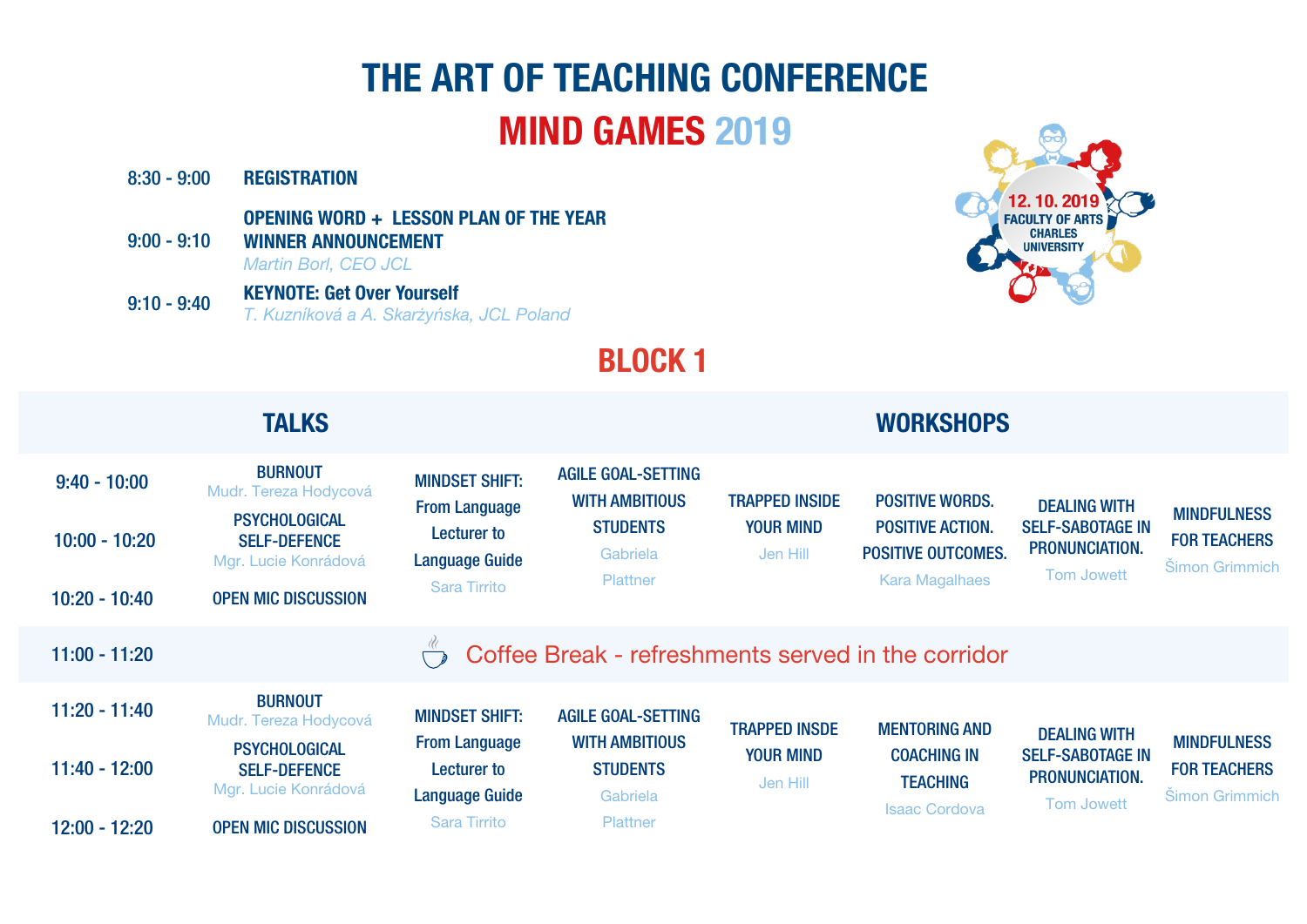# THE ART OF TEACHING CONFERENCE

## MIND GAMES 2019

12. 10. 2019
FACULTY OF ARTS
CHARLES UNIVERSITY

| | |
|---|---|
| 8:30 - 9:00 | **REGISTRATION** |
| 9:00 - 9:10 | **OPENING WORD + LESSON PLAN OF THE YEAR WINNER ANNOUNCEMENT**<br>*Martin Borl, CEO JCL* |
| 9:10 - 9:40 | **KEYNOTE: Get Over Yourself**<br>*T. Kuzníková a A. Skarżyńska, JCL Poland* |

## BLOCK 1

| | TALKS | | | | WORKSHOPS | | | |
|---|---|---|---|---|---|---|---|---|
| 9:40 - 10:00 | **BURNOUT**<br>Mudr. Tereza Hodycová | **MINDSET SHIFT: From Language Lecturer to Language Guide**<br>Sara Tirrito | **AGILE GOAL-SETTING WITH AMBITIOUS STUDENTS**<br>Gabriela Plattner | **TRAPPED INSIDE YOUR MIND**<br>Jen Hill | **POSITIVE WORDS. POSITIVE ACTION. POSITIVE OUTCOMES.**<br>Kara Magalhaes | **DEALING WITH SELF-SABOTAGE IN PRONUNCIATION.**<br>Tom Jowett | **MINDFULNESS FOR TEACHERS**<br>Šimon Grimmich |
| 10:00 - 10:20 | **PSYCHOLOGICAL SELF-DEFENCE**<br>Mgr. Lucie Konrádová | | | | | | |
| 10:20 - 10:40 | **OPEN MIC DISCUSSION** | | | | | | |
| 11:00 - 11:20 | Coffee Break - refreshments served in the corridor | | | | | | |
| 11:20 - 11:40 | **BURNOUT**<br>Mudr. Tereza Hodycová | **MINDSET SHIFT: From Language Lecturer to Language Guide**<br>Sara Tirrito | **AGILE GOAL-SETTING WITH AMBITIOUS STUDENTS**<br>Gabriela Plattner | **TRAPPED INSDE YOUR MIND**<br>Jen Hill | **MENTORING AND COACHING IN TEACHING**<br>Isaac Cordova | **DEALING WITH SELF-SABOTAGE IN PRONUNCIATION.**<br>Tom Jowett | **MINDFULNESS FOR TEACHERS**<br>Šimon Grimmich |
| 11:40 - 12:00 | **PSYCHOLOGICAL SELF-DEFENCE**<br>Mgr. Lucie Konrádová | | | | | | |
| 12:00 - 12:20 | **OPEN MIC DISCUSSION** | | | | | | |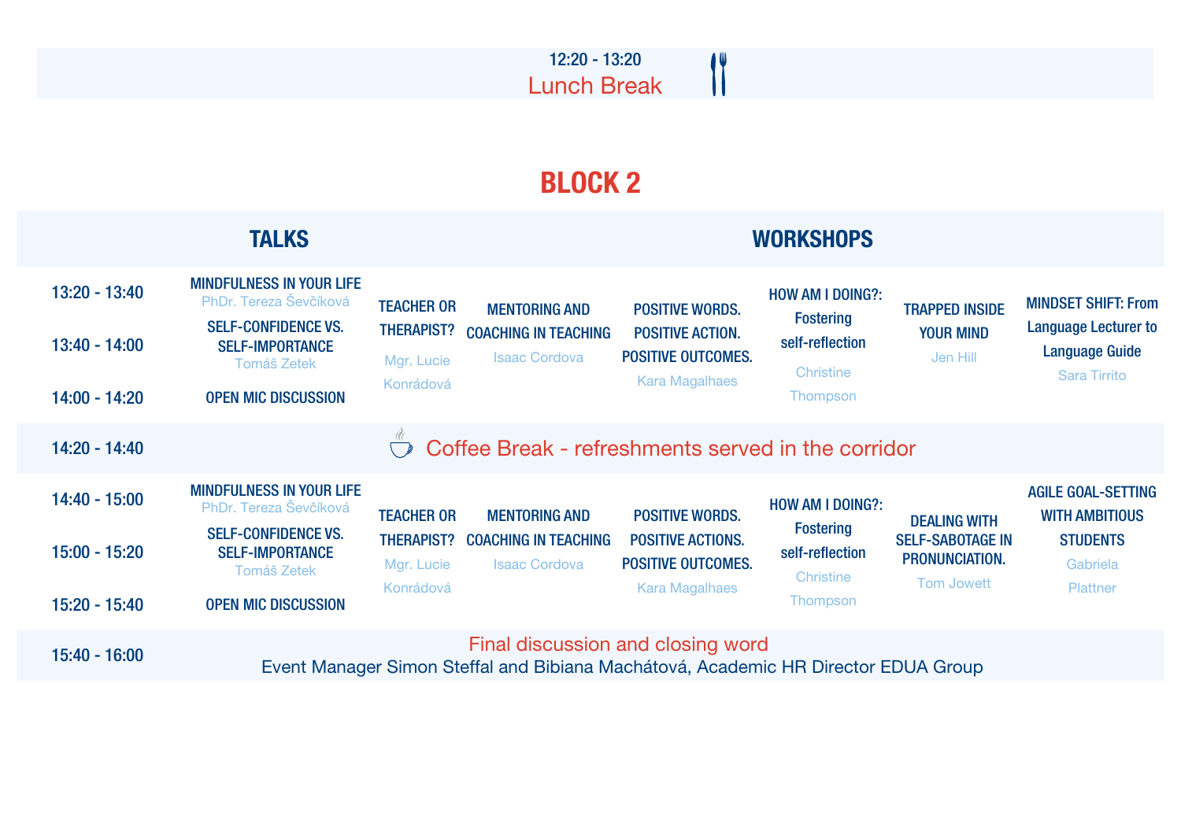12:20 - 13:20
Lunch Break

# BLOCK 2

| | TALKS | WORKSHOPS | | | | | |
|---|---|---|---|---|---|---|---|
| 13:20 - 13:40 | MINDFULNESS IN YOUR LIFE<br>PhDr. Tereza Ševčíková | TEACHER OR THERAPIST?<br>Mgr. Lucie Konrádová | MENTORING AND COACHING IN TEACHING<br>Isaac Cordova | POSITIVE WORDS. POSITIVE ACTION. POSITIVE OUTCOMES.<br>Kara Magalhaes | HOW AM I DOING?: Fostering self-reflection<br>Christine Thompson | TRAPPED INSIDE YOUR MIND<br>Jen Hill | MINDSET SHIFT: From Language Lecturer to Language Guide<br>Sara Tirrito |
| 13:40 - 14:00 | SELF-CONFIDENCE VS. SELF-IMPORTANCE<br>Tomáš Zetek | | | | | | |
| 14:00 - 14:20 | OPEN MIC DISCUSSION | | | | | | |
| 14:20 - 14:40 | Coffee Break - refreshments served in the corridor | | | | | | |
| 14:40 - 15:00 | MINDFULNESS IN YOUR LIFE<br>PhDr. Tereza Ševčíková | TEACHER OR THERAPIST?<br>Mgr. Lucie Konrádová | MENTORING AND COACHING IN TEACHING<br>Isaac Cordova | POSITIVE WORDS. POSITIVE ACTIONS. POSITIVE OUTCOMES.<br>Kara Magalhaes | HOW AM I DOING?: Fostering self-reflection<br>Christine Thompson | DEALING WITH SELF-SABOTAGE IN PRONUNCIATION.<br>Tom Jowett | AGILE GOAL-SETTING WITH AMBITIOUS STUDENTS<br>Gabriela Plattner |
| 15:00 - 15:20 | SELF-CONFIDENCE VS. SELF-IMPORTANCE<br>Tomáš Zetek | | | | | | |
| 15:20 - 15:40 | OPEN MIC DISCUSSION | | | | | | |
| 15:40 - 16:00 | Final discussion and closing word<br>Event Manager Simon Steffal and Bibiana Machátová, Academic HR Director EDUA Group | | | | | | |